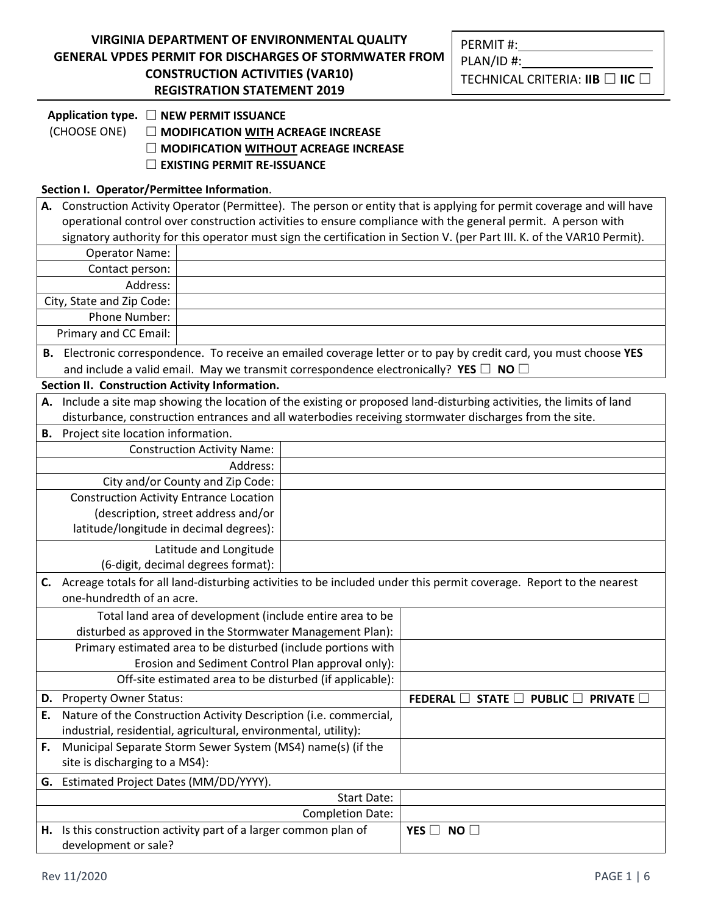**VIRGINIA DEPARTMENT OF ENVIRONMENTAL QUALITY**
**GENERAL VPDES PERMIT FOR DISCHARGES OF STORMWATER FROM CONSTRUCTION ACTIVITIES (VAR10)**
**REGISTRATION STATEMENT 2019**

PERMIT #: ____________________
PLAN/ID #: ____________________
TECHNICAL CRITERIA: **IIB** ☐ **IIC** ☐

**Application type.** (CHOOSE ONE)
☐ **NEW PERMIT ISSUANCE**
☐ **MODIFICATION WITH ACREAGE INCREASE**
☐ **MODIFICATION WITHOUT ACREAGE INCREASE**
☐ **EXISTING PERMIT RE-ISSUANCE**

**Section I. Operator/Permittee Information**.

**A.** Construction Activity Operator (Permittee). The person or entity that is applying for permit coverage and will have operational control over construction activities to ensure compliance with the general permit. A person with signatory authority for this operator must sign the certification in Section V. (per Part III. K. of the VAR10 Permit).

| | |
|---|---|
| Operator Name: | |
| Contact person: | |
| Address: | |
| City, State and Zip Code: | |
| Phone Number: | |
| Primary and CC Email: | |

**B.** Electronic correspondence. To receive an emailed coverage letter or to pay by credit card, you must choose **YES** and include a valid email. May we transmit correspondence electronically? **YES** ☐ **NO** ☐

**Section II. Construction Activity Information.**

**A.** Include a site map showing the location of the existing or proposed land-disturbing activities, the limits of land disturbance, construction entrances and all waterbodies receiving stormwater discharges from the site.

**B.** Project site location information.

| | |
|---|---|
| Construction Activity Name: | |
| Address: | |
| City and/or County and Zip Code: | |
| Construction Activity Entrance Location (description, street address and/or latitude/longitude in decimal degrees): | |
| Latitude and Longitude (6-digit, decimal degrees format): | |

**C.** Acreage totals for all land-disturbing activities to be included under this permit coverage. Report to the nearest one-hundredth of an acre.

| | |
|---|---|
| Total land area of development (include entire area to be disturbed as approved in the Stormwater Management Plan): | |
| Primary estimated area to be disturbed (include portions with Erosion and Sediment Control Plan approval only): | |
| Off-site estimated area to be disturbed (if applicable): | |

| | |
|---|---|
| **D.** Property Owner Status: | **FEDERAL** ☐ **STATE** ☐ **PUBLIC** ☐ **PRIVATE** ☐ |
| **E.** Nature of the Construction Activity Description (i.e. commercial, industrial, residential, agricultural, environmental, utility): | |
| **F.** Municipal Separate Storm Sewer System (MS4) name(s) (if the site is discharging to a MS4): | |

**G.** Estimated Project Dates (MM/DD/YYYY).

| | |
|---|---|
| Start Date: | |
| Completion Date: | |

| | |
|---|---|
| **H.** Is this construction activity part of a larger common plan of development or sale? | **YES** ☐ **NO** ☐ |

Rev 11/2020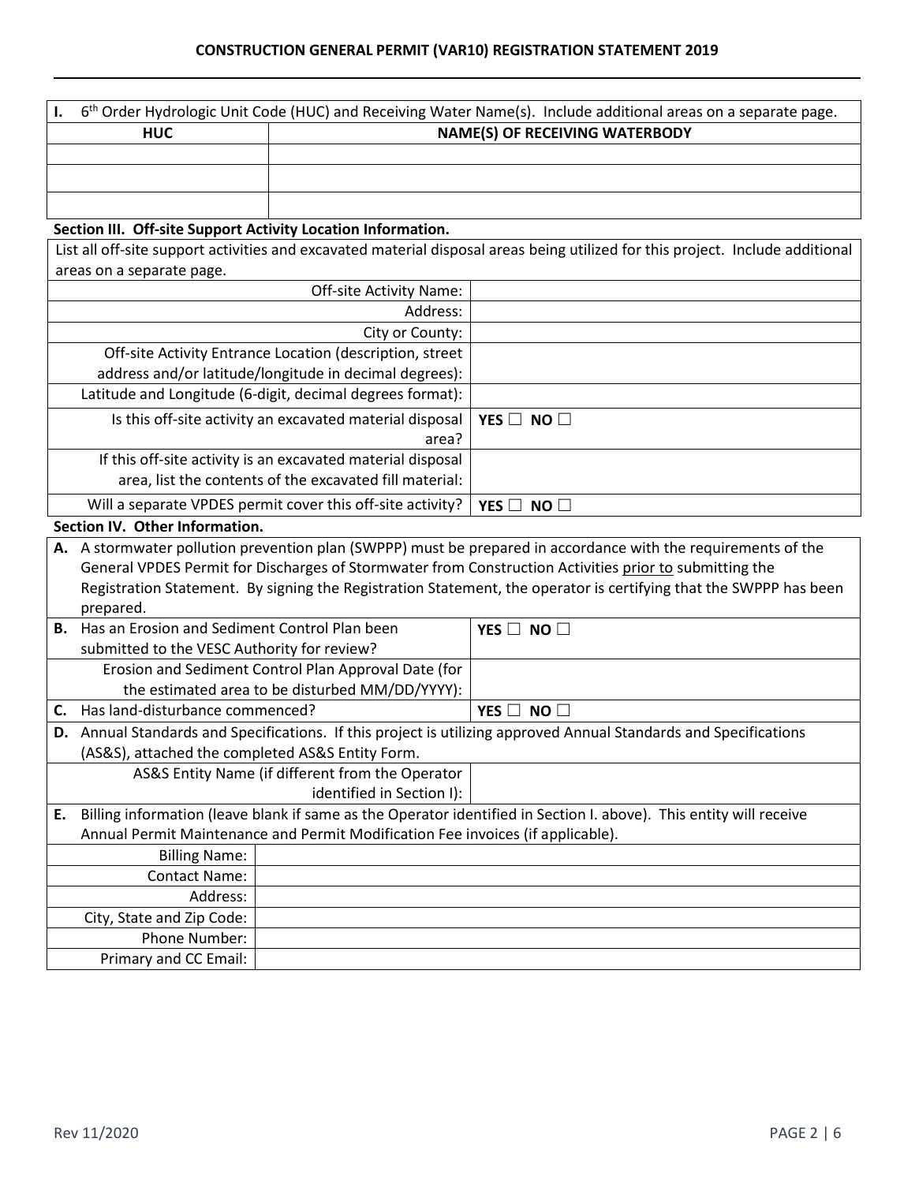**I.** 6th Order Hydrologic Unit Code (HUC) and Receiving Water Name(s). Include additional areas on a separate page.

| HUC | NAME(S) OF RECEIVING WATERBODY |
|---|---|
| | |
| | |
| | |

### Section III. Off-site Support Activity Location Information.

List all off-site support activities and excavated material disposal areas being utilized for this project. Include additional areas on a separate page.

| | |
|---|---|
| Off-site Activity Name: | |
| Address: | |
| City or County: | |
| Off-site Activity Entrance Location (description, street address and/or latitude/longitude in decimal degrees): | |
| Latitude and Longitude (6-digit, decimal degrees format): | |
| Is this off-site activity an excavated material disposal area? | **YES** ☐ **NO** ☐ |
| If this off-site activity is an excavated material disposal area, list the contents of the excavated fill material: | |
| Will a separate VPDES permit cover this off-site activity? | **YES** ☐ **NO** ☐ |

### Section IV. Other Information.

**A.** A stormwater pollution prevention plan (SWPPP) must be prepared in accordance with the requirements of the General VPDES Permit for Discharges of Stormwater from Construction Activities prior to submitting the Registration Statement. By signing the Registration Statement, the operator is certifying that the SWPPP has been prepared.

| | |
|---|---|
| **B.** Has an Erosion and Sediment Control Plan been submitted to the VESC Authority for review? | **YES** ☐ **NO** ☐ |
| Erosion and Sediment Control Plan Approval Date (for the estimated area to be disturbed MM/DD/YYYY): | |
| **C.** Has land-disturbance commenced? | **YES** ☐ **NO** ☐ |

**D.** Annual Standards and Specifications. If this project is utilizing approved Annual Standards and Specifications (AS&S), attached the completed AS&S Entity Form.

| | |
|---|---|
| AS&S Entity Name (if different from the Operator identified in Section I): | |

**E.** Billing information (leave blank if same as the Operator identified in Section I. above). This entity will receive Annual Permit Maintenance and Permit Modification Fee invoices (if applicable).

| | |
|---|---|
| Billing Name: | |
| Contact Name: | |
| Address: | |
| City, State and Zip Code: | |
| Phone Number: | |
| Primary and CC Email: | |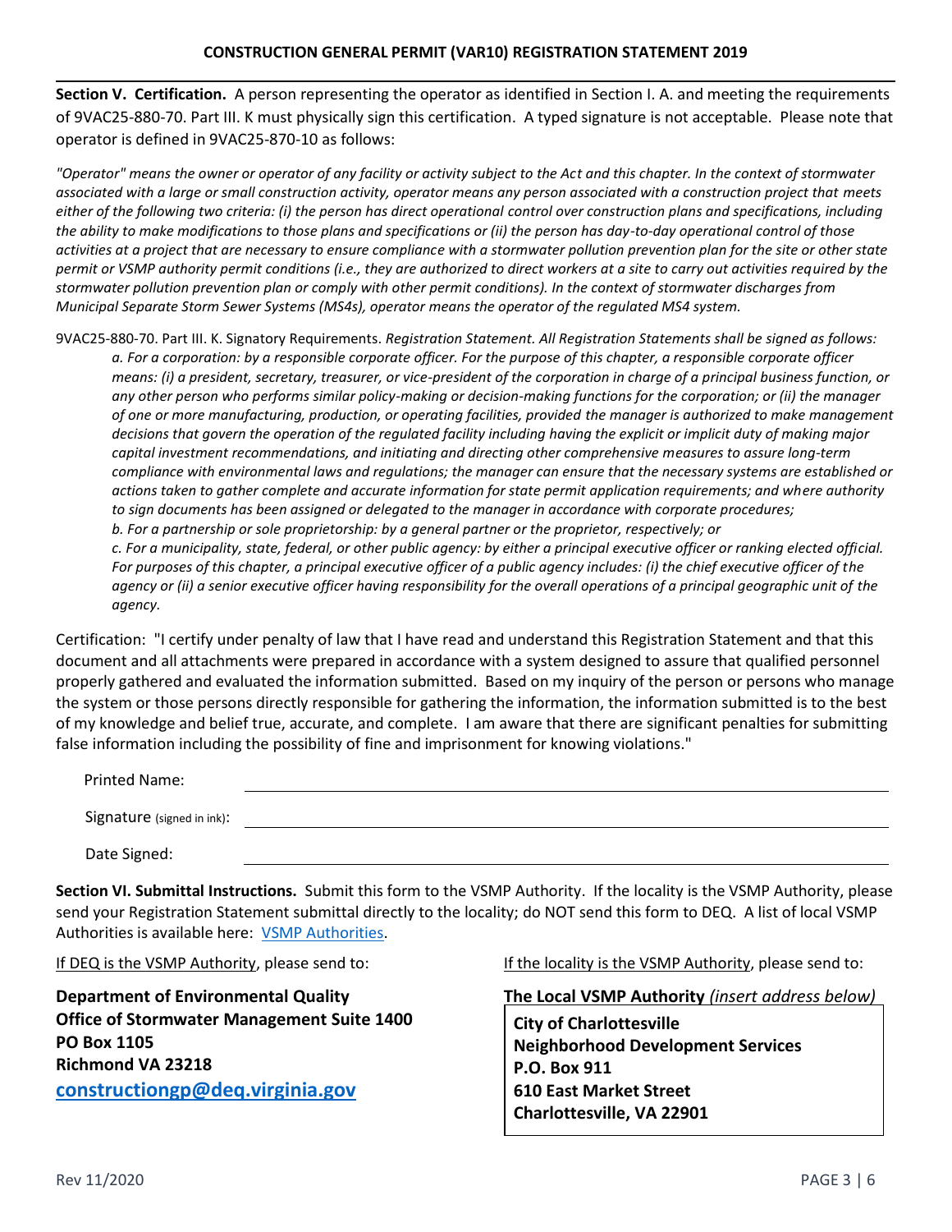**Section V. Certification.** A person representing the operator as identified in Section I. A. and meeting the requirements of 9VAC25-880-70. Part III. K must physically sign this certification. A typed signature is not acceptable. Please note that operator is defined in 9VAC25-870-10 as follows:

*"Operator" means the owner or operator of any facility or activity subject to the Act and this chapter. In the context of stormwater associated with a large or small construction activity, operator means any person associated with a construction project that meets either of the following two criteria: (i) the person has direct operational control over construction plans and specifications, including the ability to make modifications to those plans and specifications or (ii) the person has day-to-day operational control of those activities at a project that are necessary to ensure compliance with a stormwater pollution prevention plan for the site or other state permit or VSMP authority permit conditions (i.e., they are authorized to direct workers at a site to carry out activities required by the stormwater pollution prevention plan or comply with other permit conditions). In the context of stormwater discharges from Municipal Separate Storm Sewer Systems (MS4s), operator means the operator of the regulated MS4 system.*

9VAC25-880-70. Part III. K. Signatory Requirements. *Registration Statement. All Registration Statements shall be signed as follows:*

*a. For a corporation: by a responsible corporate officer. For the purpose of this chapter, a responsible corporate officer means: (i) a president, secretary, treasurer, or vice-president of the corporation in charge of a principal business function, or any other person who performs similar policy-making or decision-making functions for the corporation; or (ii) the manager of one or more manufacturing, production, or operating facilities, provided the manager is authorized to make management decisions that govern the operation of the regulated facility including having the explicit or implicit duty of making major capital investment recommendations, and initiating and directing other comprehensive measures to assure long-term compliance with environmental laws and regulations; the manager can ensure that the necessary systems are established or actions taken to gather complete and accurate information for state permit application requirements; and where authority to sign documents has been assigned or delegated to the manager in accordance with corporate procedures;*

*b. For a partnership or sole proprietorship: by a general partner or the proprietor, respectively; or*

*c. For a municipality, state, federal, or other public agency: by either a principal executive officer or ranking elected official. For purposes of this chapter, a principal executive officer of a public agency includes: (i) the chief executive officer of the agency or (ii) a senior executive officer having responsibility for the overall operations of a principal geographic unit of the agency.*

Certification: "I certify under penalty of law that I have read and understand this Registration Statement and that this document and all attachments were prepared in accordance with a system designed to assure that qualified personnel properly gathered and evaluated the information submitted. Based on my inquiry of the person or persons who manage the system or those persons directly responsible for gathering the information, the information submitted is to the best of my knowledge and belief true, accurate, and complete. I am aware that there are significant penalties for submitting false information including the possibility of fine and imprisonment for knowing violations."

Printed Name: \_\_\_\_\_\_\_\_\_\_\_\_\_\_\_\_\_\_\_\_\_\_\_\_\_\_\_\_\_\_

Signature (signed in ink): \_\_\_\_\_\_\_\_\_\_\_\_\_\_\_\_\_\_\_\_\_\_\_\_\_\_\_\_\_\_

Date Signed: \_\_\_\_\_\_\_\_\_\_\_\_\_\_\_\_\_\_\_\_\_\_\_\_\_\_\_\_\_\_

**Section VI. Submittal Instructions.** Submit this form to the VSMP Authority. If the locality is the VSMP Authority, please send your Registration Statement submittal directly to the locality; do NOT send this form to DEQ. A list of local VSMP Authorities is available here: VSMP Authorities.

If DEQ is the VSMP Authority, please send to:

**Department of Environmental Quality**
**Office of Stormwater Management Suite 1400**
**PO Box 1105**
**Richmond VA 23218**
**constructiongp@deq.virginia.gov**

If the locality is the VSMP Authority, please send to:

**The Local VSMP Authority** *(insert address below)*

**City of Charlottesville**
**Neighborhood Development Services**
**P.O. Box 911**
**610 East Market Street**
**Charlottesville, VA 22901**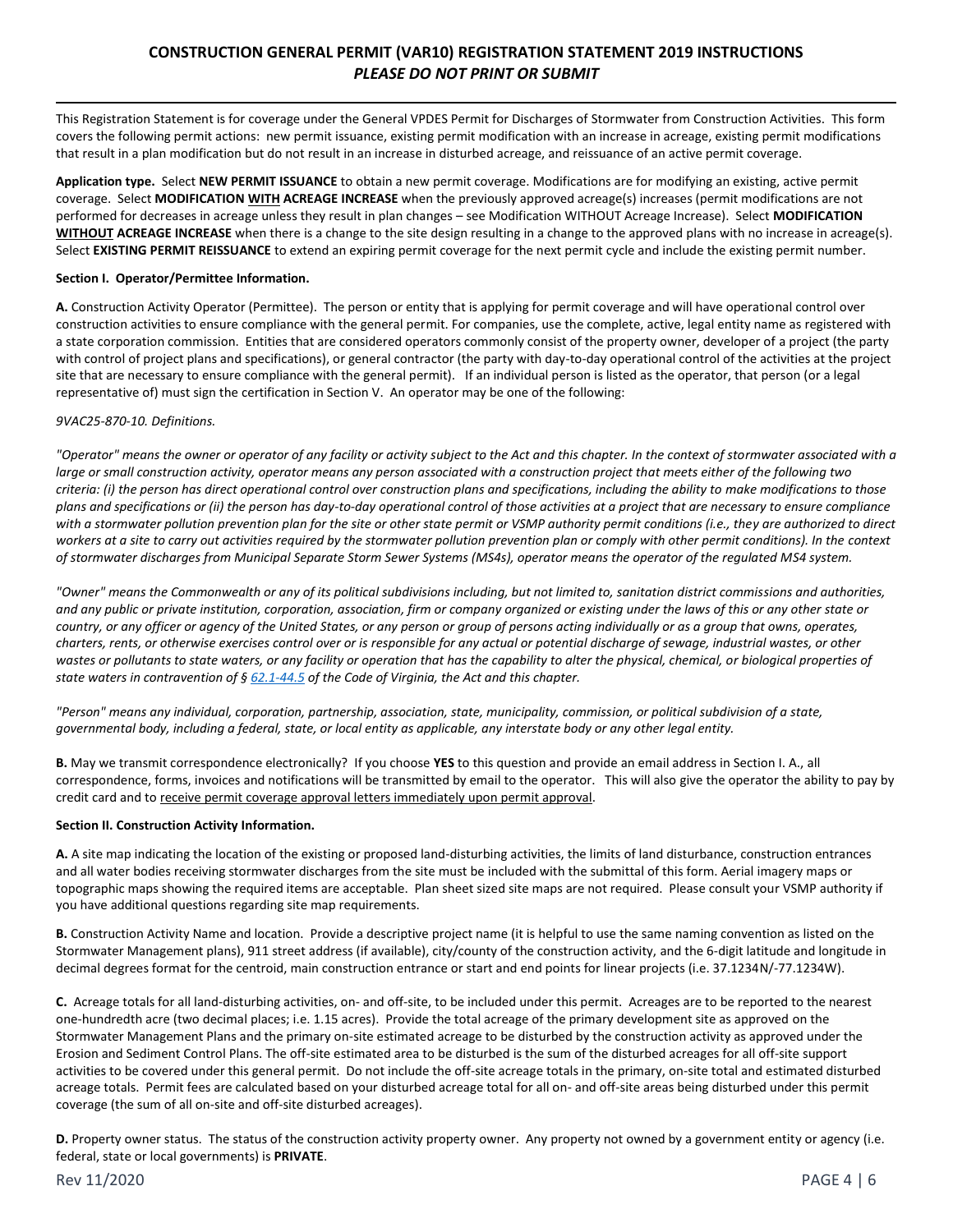# CONSTRUCTION GENERAL PERMIT (VAR10) REGISTRATION STATEMENT 2019 INSTRUCTIONS

## *PLEASE DO NOT PRINT OR SUBMIT*

This Registration Statement is for coverage under the General VPDES Permit for Discharges of Stormwater from Construction Activities. This form covers the following permit actions: new permit issuance, existing permit modification with an increase in acreage, existing permit modifications that result in a plan modification but do not result in an increase in disturbed acreage, and reissuance of an active permit coverage.

**Application type.** Select **NEW PERMIT ISSUANCE** to obtain a new permit coverage. Modifications are for modifying an existing, active permit coverage. Select **MODIFICATION <u>WITH</u> ACREAGE INCREASE** when the previously approved acreage(s) increases (permit modifications are not performed for decreases in acreage unless they result in plan changes – see Modification WITHOUT Acreage Increase). Select **MODIFICATION <u>WITHOUT</u> ACREAGE INCREASE** when there is a change to the site design resulting in a change to the approved plans with no increase in acreage(s). Select **EXISTING PERMIT REISSUANCE** to extend an expiring permit coverage for the next permit cycle and include the existing permit number.

**Section I. Operator/Permittee Information.**

**A.** Construction Activity Operator (Permittee). The person or entity that is applying for permit coverage and will have operational control over construction activities to ensure compliance with the general permit. For companies, use the complete, active, legal entity name as registered with a state corporation commission. Entities that are considered operators commonly consist of the property owner, developer of a project (the party with control of project plans and specifications), or general contractor (the party with day-to-day operational control of the activities at the project site that are necessary to ensure compliance with the general permit). If an individual person is listed as the operator, that person (or a legal representative of) must sign the certification in Section V. An operator may be one of the following:

*9VAC25-870-10. Definitions.*

*"Operator" means the owner or operator of any facility or activity subject to the Act and this chapter. In the context of stormwater associated with a large or small construction activity, operator means any person associated with a construction project that meets either of the following two criteria: (i) the person has direct operational control over construction plans and specifications, including the ability to make modifications to those plans and specifications or (ii) the person has day-to-day operational control of those activities at a project that are necessary to ensure compliance with a stormwater pollution prevention plan for the site or other state permit or VSMP authority permit conditions (i.e., they are authorized to direct workers at a site to carry out activities required by the stormwater pollution prevention plan or comply with other permit conditions). In the context of stormwater discharges from Municipal Separate Storm Sewer Systems (MS4s), operator means the operator of the regulated MS4 system.*

*"Owner" means the Commonwealth or any of its political subdivisions including, but not limited to, sanitation district commissions and authorities, and any public or private institution, corporation, association, firm or company organized or existing under the laws of this or any other state or country, or any officer or agency of the United States, or any person or group of persons acting individually or as a group that owns, operates, charters, rents, or otherwise exercises control over or is responsible for any actual or potential discharge of sewage, industrial wastes, or other wastes or pollutants to state waters, or any facility or operation that has the capability to alter the physical, chemical, or biological properties of state waters in contravention of § 62.1-44.5 of the Code of Virginia, the Act and this chapter.*

*"Person" means any individual, corporation, partnership, association, state, municipality, commission, or political subdivision of a state, governmental body, including a federal, state, or local entity as applicable, any interstate body or any other legal entity.*

**B.** May we transmit correspondence electronically? If you choose **YES** to this question and provide an email address in Section I. A., all correspondence, forms, invoices and notifications will be transmitted by email to the operator. This will also give the operator the ability to pay by credit card and to <u>receive permit coverage approval letters immediately upon permit approval</u>.

**Section II. Construction Activity Information.**

**A.** A site map indicating the location of the existing or proposed land-disturbing activities, the limits of land disturbance, construction entrances and all water bodies receiving stormwater discharges from the site must be included with the submittal of this form. Aerial imagery maps or topographic maps showing the required items are acceptable. Plan sheet sized site maps are not required. Please consult your VSMP authority if you have additional questions regarding site map requirements.

**B.** Construction Activity Name and location. Provide a descriptive project name (it is helpful to use the same naming convention as listed on the Stormwater Management plans), 911 street address (if available), city/county of the construction activity, and the 6-digit latitude and longitude in decimal degrees format for the centroid, main construction entrance or start and end points for linear projects (i.e. 37.1234N/-77.1234W).

**C.** Acreage totals for all land-disturbing activities, on- and off-site, to be included under this permit. Acreages are to be reported to the nearest one-hundredth acre (two decimal places; i.e. 1.15 acres). Provide the total acreage of the primary development site as approved on the Stormwater Management Plans and the primary on-site estimated acreage to be disturbed by the construction activity as approved under the Erosion and Sediment Control Plans. The off-site estimated area to be disturbed is the sum of the disturbed acreages for all off-site support activities to be covered under this general permit. Do not include the off-site acreage totals in the primary, on-site total and estimated disturbed acreage totals. Permit fees are calculated based on your disturbed acreage total for all on- and off-site areas being disturbed under this permit coverage (the sum of all on-site and off-site disturbed acreages).

**D.** Property owner status. The status of the construction activity property owner. Any property not owned by a government entity or agency (i.e. federal, state or local governments) is **PRIVATE**.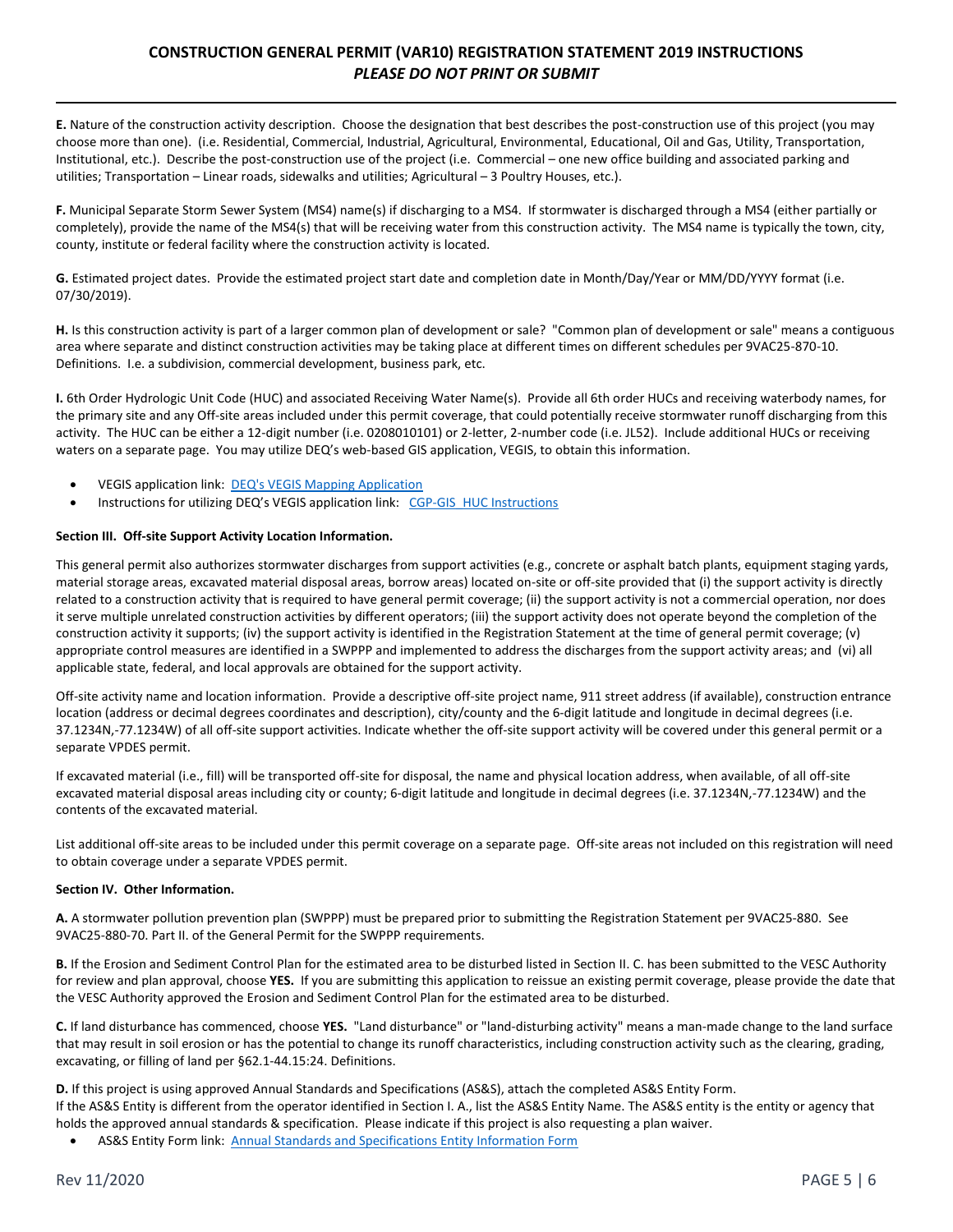**E.** Nature of the construction activity description. Choose the designation that best describes the post-construction use of this project (you may choose more than one). (i.e. Residential, Commercial, Industrial, Agricultural, Environmental, Educational, Oil and Gas, Utility, Transportation, Institutional, etc.). Describe the post-construction use of the project (i.e. Commercial – one new office building and associated parking and utilities; Transportation – Linear roads, sidewalks and utilities; Agricultural – 3 Poultry Houses, etc.).

**F.** Municipal Separate Storm Sewer System (MS4) name(s) if discharging to a MS4. If stormwater is discharged through a MS4 (either partially or completely), provide the name of the MS4(s) that will be receiving water from this construction activity. The MS4 name is typically the town, city, county, institute or federal facility where the construction activity is located.

**G.** Estimated project dates. Provide the estimated project start date and completion date in Month/Day/Year or MM/DD/YYYY format (i.e. 07/30/2019).

**H.** Is this construction activity is part of a larger common plan of development or sale? "Common plan of development or sale" means a contiguous area where separate and distinct construction activities may be taking place at different times on different schedules per 9VAC25-870-10. Definitions. I.e. a subdivision, commercial development, business park, etc.

**I.** 6th Order Hydrologic Unit Code (HUC) and associated Receiving Water Name(s). Provide all 6th order HUCs and receiving waterbody names, for the primary site and any Off-site areas included under this permit coverage, that could potentially receive stormwater runoff discharging from this activity. The HUC can be either a 12-digit number (i.e. 0208010101) or 2-letter, 2-number code (i.e. JL52). Include additional HUCs or receiving waters on a separate page. You may utilize DEQ's web-based GIS application, VEGIS, to obtain this information.

- VEGIS application link: DEQ's VEGIS Mapping Application
- Instructions for utilizing DEQ's VEGIS application link: CGP-GIS HUC Instructions

**Section III. Off-site Support Activity Location Information.**

This general permit also authorizes stormwater discharges from support activities (e.g., concrete or asphalt batch plants, equipment staging yards, material storage areas, excavated material disposal areas, borrow areas) located on-site or off-site provided that (i) the support activity is directly related to a construction activity that is required to have general permit coverage; (ii) the support activity is not a commercial operation, nor does it serve multiple unrelated construction activities by different operators; (iii) the support activity does not operate beyond the completion of the construction activity it supports; (iv) the support activity is identified in the Registration Statement at the time of general permit coverage; (v) appropriate control measures are identified in a SWPPP and implemented to address the discharges from the support activity areas; and (vi) all applicable state, federal, and local approvals are obtained for the support activity.

Off-site activity name and location information. Provide a descriptive off-site project name, 911 street address (if available), construction entrance location (address or decimal degrees coordinates and description), city/county and the 6-digit latitude and longitude in decimal degrees (i.e. 37.1234N,-77.1234W) of all off-site support activities. Indicate whether the off-site support activity will be covered under this general permit or a separate VPDES permit.

If excavated material (i.e., fill) will be transported off-site for disposal, the name and physical location address, when available, of all off-site excavated material disposal areas including city or county; 6-digit latitude and longitude in decimal degrees (i.e. 37.1234N,-77.1234W) and the contents of the excavated material.

List additional off-site areas to be included under this permit coverage on a separate page. Off-site areas not included on this registration will need to obtain coverage under a separate VPDES permit.

**Section IV. Other Information.**

**A.** A stormwater pollution prevention plan (SWPPP) must be prepared prior to submitting the Registration Statement per 9VAC25-880. See 9VAC25-880-70. Part II. of the General Permit for the SWPPP requirements.

**B.** If the Erosion and Sediment Control Plan for the estimated area to be disturbed listed in Section II. C. has been submitted to the VESC Authority for review and plan approval, choose **YES.** If you are submitting this application to reissue an existing permit coverage, please provide the date that the VESC Authority approved the Erosion and Sediment Control Plan for the estimated area to be disturbed.

**C.** If land disturbance has commenced, choose **YES.** "Land disturbance" or "land-disturbing activity" means a man-made change to the land surface that may result in soil erosion or has the potential to change its runoff characteristics, including construction activity such as the clearing, grading, excavating, or filling of land per §62.1-44.15:24. Definitions.

**D.** If this project is using approved Annual Standards and Specifications (AS&S), attach the completed AS&S Entity Form.
If the AS&S Entity is different from the operator identified in Section I. A., list the AS&S Entity Name. The AS&S entity is the entity or agency that holds the approved annual standards & specification. Please indicate if this project is also requesting a plan waiver.

- AS&S Entity Form link: Annual Standards and Specifications Entity Information Form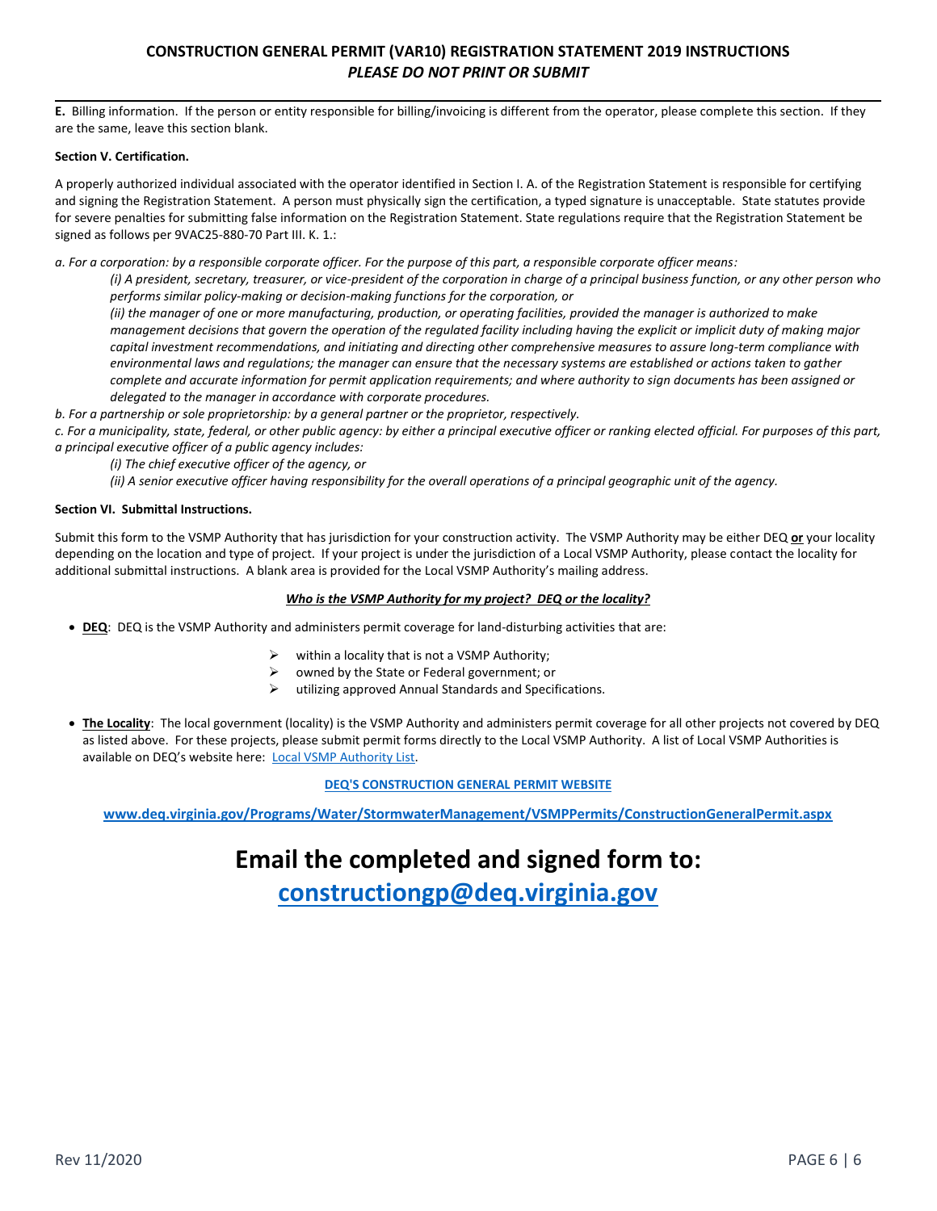**E.** Billing information. If the person or entity responsible for billing/invoicing is different from the operator, please complete this section. If they are the same, leave this section blank.

**Section V. Certification.**

A properly authorized individual associated with the operator identified in Section I. A. of the Registration Statement is responsible for certifying and signing the Registration Statement. A person must physically sign the certification, a typed signature is unacceptable. State statutes provide for severe penalties for submitting false information on the Registration Statement. State regulations require that the Registration Statement be signed as follows per 9VAC25-880-70 Part III. K. 1.:

*a. For a corporation: by a responsible corporate officer. For the purpose of this part, a responsible corporate officer means:*

*(i) A president, secretary, treasurer, or vice-president of the corporation in charge of a principal business function, or any other person who performs similar policy-making or decision-making functions for the corporation, or*

*(ii) the manager of one or more manufacturing, production, or operating facilities, provided the manager is authorized to make management decisions that govern the operation of the regulated facility including having the explicit or implicit duty of making major capital investment recommendations, and initiating and directing other comprehensive measures to assure long-term compliance with environmental laws and regulations; the manager can ensure that the necessary systems are established or actions taken to gather complete and accurate information for permit application requirements; and where authority to sign documents has been assigned or delegated to the manager in accordance with corporate procedures.*

*b. For a partnership or sole proprietorship: by a general partner or the proprietor, respectively.*

*c. For a municipality, state, federal, or other public agency: by either a principal executive officer or ranking elected official. For purposes of this part, a principal executive officer of a public agency includes:*

*(i) The chief executive officer of the agency, or*

*(ii) A senior executive officer having responsibility for the overall operations of a principal geographic unit of the agency.*

**Section VI. Submittal Instructions.**

Submit this form to the VSMP Authority that has jurisdiction for your construction activity. The VSMP Authority may be either DEQ **or** your locality depending on the location and type of project. If your project is under the jurisdiction of a Local VSMP Authority, please contact the locality for additional submittal instructions. A blank area is provided for the Local VSMP Authority's mailing address.

***Who is the VSMP Authority for my project? DEQ or the locality?***

- **DEQ**: DEQ is the VSMP Authority and administers permit coverage for land-disturbing activities that are:
  - within a locality that is not a VSMP Authority;
  - owned by the State or Federal government; or
  - utilizing approved Annual Standards and Specifications.

- **The Locality**: The local government (locality) is the VSMP Authority and administers permit coverage for all other projects not covered by DEQ as listed above. For these projects, please submit permit forms directly to the Local VSMP Authority. A list of Local VSMP Authorities is available on DEQ's website here: Local VSMP Authority List.

**DEQ'S CONSTRUCTION GENERAL PERMIT WEBSITE**

**www.deq.virginia.gov/Programs/Water/StormwaterManagement/VSMPPermits/ConstructionGeneralPermit.aspx**

# Email the completed and signed form to:

# constructiongp@deq.virginia.gov